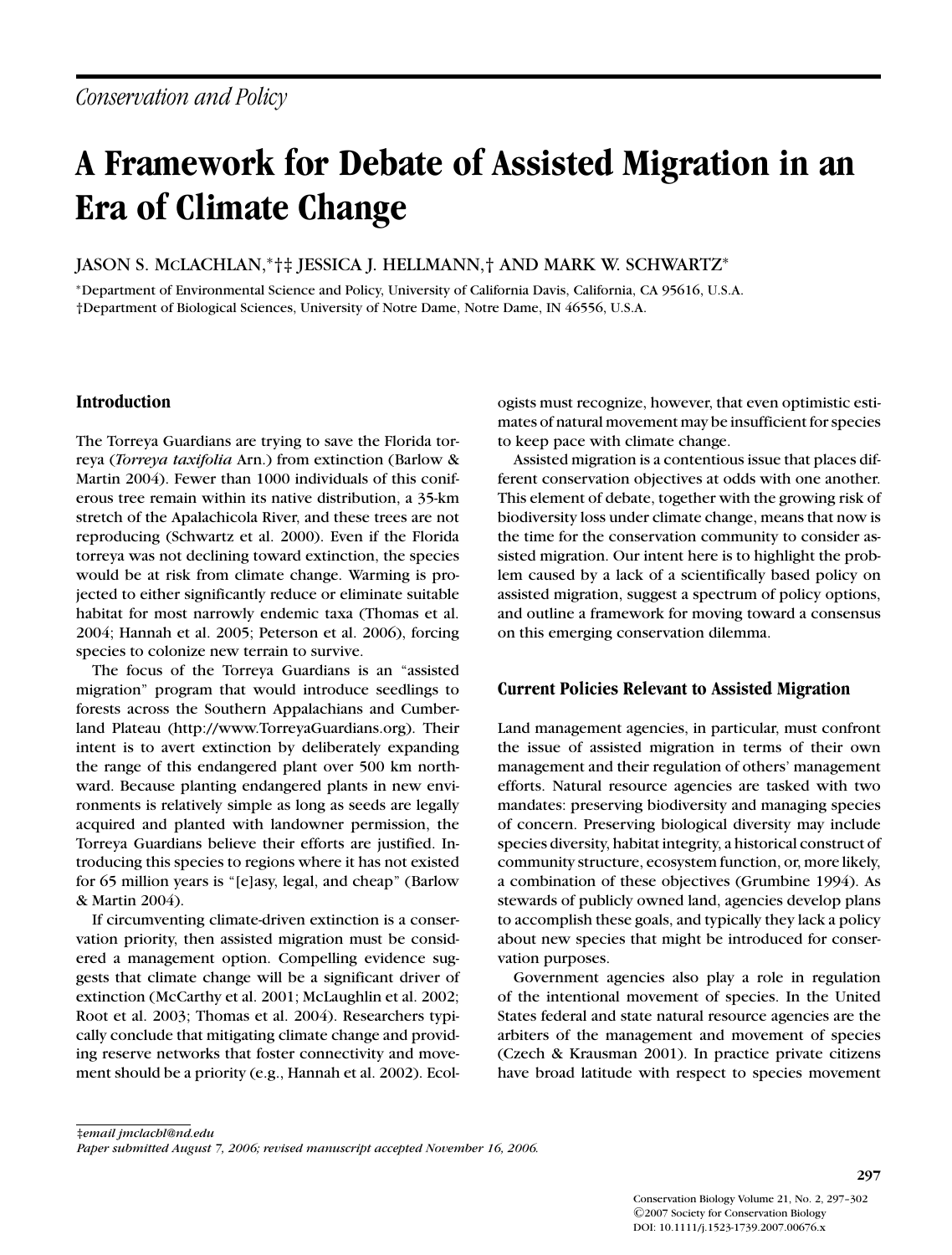*Conservation and Policy*

# A Framework for Debate of Assisted Migration in an Era of Climate Change

JASON S. MCLACHLAN,*†‡ JESSICA J. HELLMANN,† AND MARK W. SCHWARTZ*

*Department of Environmental Science and Policy, University of California Davis, California, CA 95616, U.S.A.
†Department of Biological Sciences, University of Notre Dame, Notre Dame, IN 46556, U.S.A.

## Introduction

The Torreya Guardians are trying to save the Florida torreya (*Torreya taxifolia* Arn.) from extinction (Barlow & Martin 2004). Fewer than 1000 individuals of this coniferous tree remain within its native distribution, a 35-km stretch of the Apalachicola River, and these trees are not reproducing (Schwartz et al. 2000). Even if the Florida torreya was not declining toward extinction, the species would be at risk from climate change. Warming is projected to either significantly reduce or eliminate suitable habitat for most narrowly endemic taxa (Thomas et al. 2004; Hannah et al. 2005; Peterson et al. 2006), forcing species to colonize new terrain to survive.

The focus of the Torreya Guardians is an "assisted migration" program that would introduce seedlings to forests across the Southern Appalachians and Cumberland Plateau (http://www.TorreyaGuardians.org). Their intent is to avert extinction by deliberately expanding the range of this endangered plant over 500 km northward. Because planting endangered plants in new environments is relatively simple as long as seeds are legally acquired and planted with landowner permission, the Torreya Guardians believe their efforts are justified. Introducing this species to regions where it has not existed for 65 million years is "[e]asy, legal, and cheap" (Barlow & Martin 2004).

If circumventing climate-driven extinction is a conservation priority, then assisted migration must be considered a management option. Compelling evidence suggests that climate change will be a significant driver of extinction (McCarthy et al. 2001; McLaughlin et al. 2002; Root et al. 2003; Thomas et al. 2004). Researchers typically conclude that mitigating climate change and providing reserve networks that foster connectivity and movement should be a priority (e.g., Hannah et al. 2002). Ecologists must recognize, however, that even optimistic estimates of natural movement may be insufficient for species to keep pace with climate change.

Assisted migration is a contentious issue that places different conservation objectives at odds with one another. This element of debate, together with the growing risk of biodiversity loss under climate change, means that now is the time for the conservation community to consider assisted migration. Our intent here is to highlight the problem caused by a lack of a scientifically based policy on assisted migration, suggest a spectrum of policy options, and outline a framework for moving toward a consensus on this emerging conservation dilemma.

## Current Policies Relevant to Assisted Migration

Land management agencies, in particular, must confront the issue of assisted migration in terms of their own management and their regulation of others' management efforts. Natural resource agencies are tasked with two mandates: preserving biodiversity and managing species of concern. Preserving biological diversity may include species diversity, habitat integrity, a historical construct of community structure, ecosystem function, or, more likely, a combination of these objectives (Grumbine 1994). As stewards of publicly owned land, agencies develop plans to accomplish these goals, and typically they lack a policy about new species that might be introduced for conservation purposes.

Government agencies also play a role in regulation of the intentional movement of species. In the United States federal and state natural resource agencies are the arbiters of the management and movement of species (Czech & Krausman 2001). In practice private citizens have broad latitude with respect to species movement

‡*email jmclachl@nd.edu*
*Paper submitted August 7, 2006; revised manuscript accepted November 16, 2006.*

DOI: 10.1111/j.1523-1739.2007.00676.x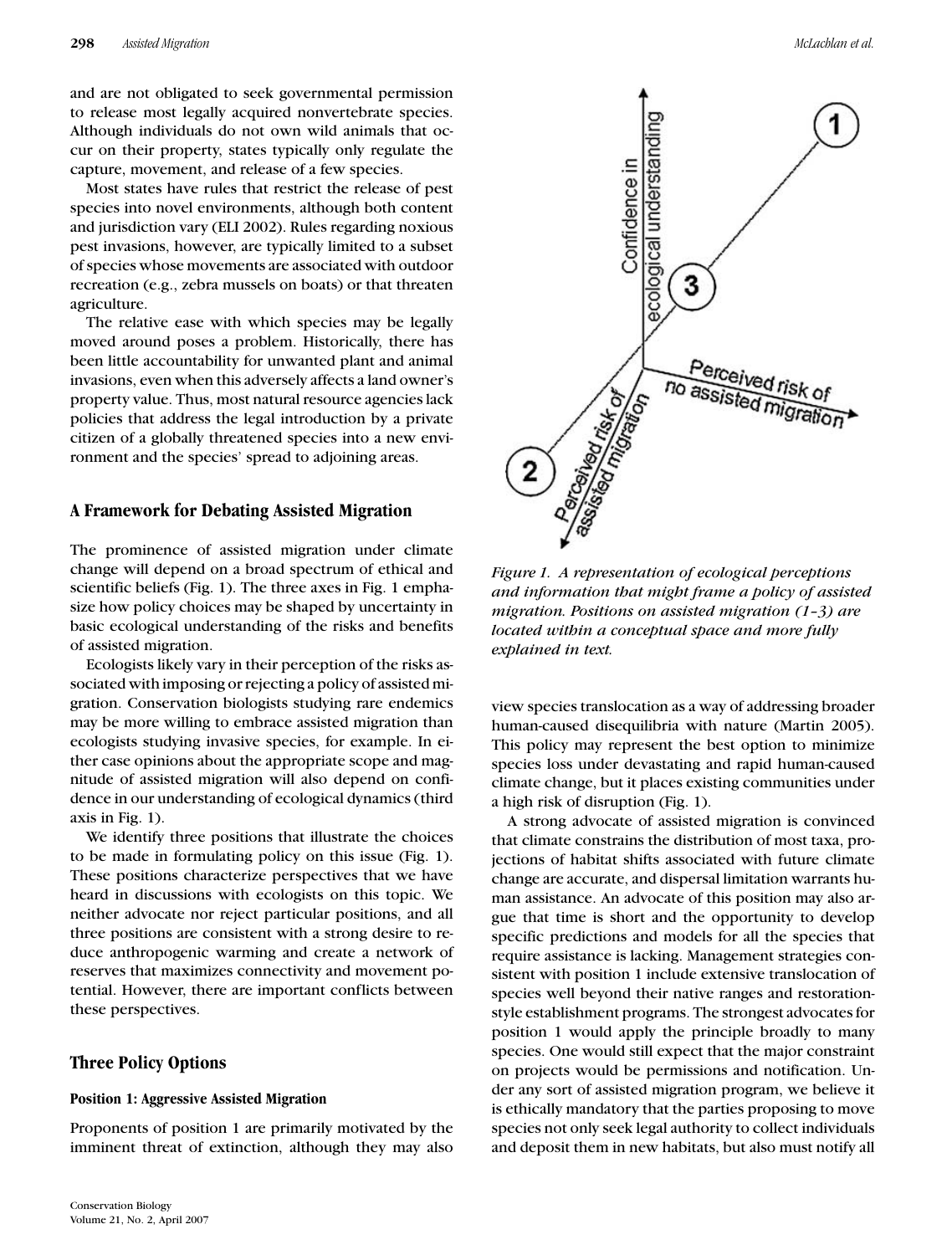and are not obligated to seek governmental permission to release most legally acquired nonvertebrate species. Although individuals do not own wild animals that occur on their property, states typically only regulate the capture, movement, and release of a few species.

Most states have rules that restrict the release of pest species into novel environments, although both content and jurisdiction vary (ELI 2002). Rules regarding noxious pest invasions, however, are typically limited to a subset of species whose movements are associated with outdoor recreation (e.g., zebra mussels on boats) or that threaten agriculture.

The relative ease with which species may be legally moved around poses a problem. Historically, there has been little accountability for unwanted plant and animal invasions, even when this adversely affects a land owner's property value. Thus, most natural resource agencies lack policies that address the legal introduction by a private citizen of a globally threatened species into a new environment and the species' spread to adjoining areas.

## A Framework for Debating Assisted Migration

The prominence of assisted migration under climate change will depend on a broad spectrum of ethical and scientific beliefs (Fig. 1). The three axes in Fig. 1 emphasize how policy choices may be shaped by uncertainty in basic ecological understanding of the risks and benefits of assisted migration.

Ecologists likely vary in their perception of the risks associated with imposing or rejecting a policy of assisted migration. Conservation biologists studying rare endemics may be more willing to embrace assisted migration than ecologists studying invasive species, for example. In either case opinions about the appropriate scope and magnitude of assisted migration will also depend on confidence in our understanding of ecological dynamics (third axis in Fig. 1).

We identify three positions that illustrate the choices to be made in formulating policy on this issue (Fig. 1). These positions characterize perspectives that we have heard in discussions with ecologists on this topic. We neither advocate nor reject particular positions, and all three positions are consistent with a strong desire to reduce anthropogenic warming and create a network of reserves that maximizes connectivity and movement potential. However, there are important conflicts between these perspectives.

Confidence in ecological understanding

Perceived risk of no assisted migration

Perceived risk of assisted migration

1

2

3

*Figure 1. A representation of ecological perceptions and information that might frame a policy of assisted migration. Positions on assisted migration (1–3) are located within a conceptual space and more fully explained in text.*

## Three Policy Options

### Position 1: Aggressive Assisted Migration

Proponents of position 1 are primarily motivated by the imminent threat of extinction, although they may also view species translocation as a way of addressing broader human-caused disequilibria with nature (Martin 2005). This policy may represent the best option to minimize species loss under devastating and rapid human-caused climate change, but it places existing communities under a high risk of disruption (Fig. 1).

A strong advocate of assisted migration is convinced that climate constrains the distribution of most taxa, projections of habitat shifts associated with future climate change are accurate, and dispersal limitation warrants human assistance. An advocate of this position may also argue that time is short and the opportunity to develop specific predictions and models for all the species that require assistance is lacking. Management strategies consistent with position 1 include extensive translocation of species well beyond their native ranges and restoration-style establishment programs. The strongest advocates for position 1 would apply the principle broadly to many species. One would still expect that the major constraint on projects would be permissions and notification. Under any sort of assisted migration program, we believe it is ethically mandatory that the parties proposing to move species not only seek legal authority to collect individuals and deposit them in new habitats, but also must notify all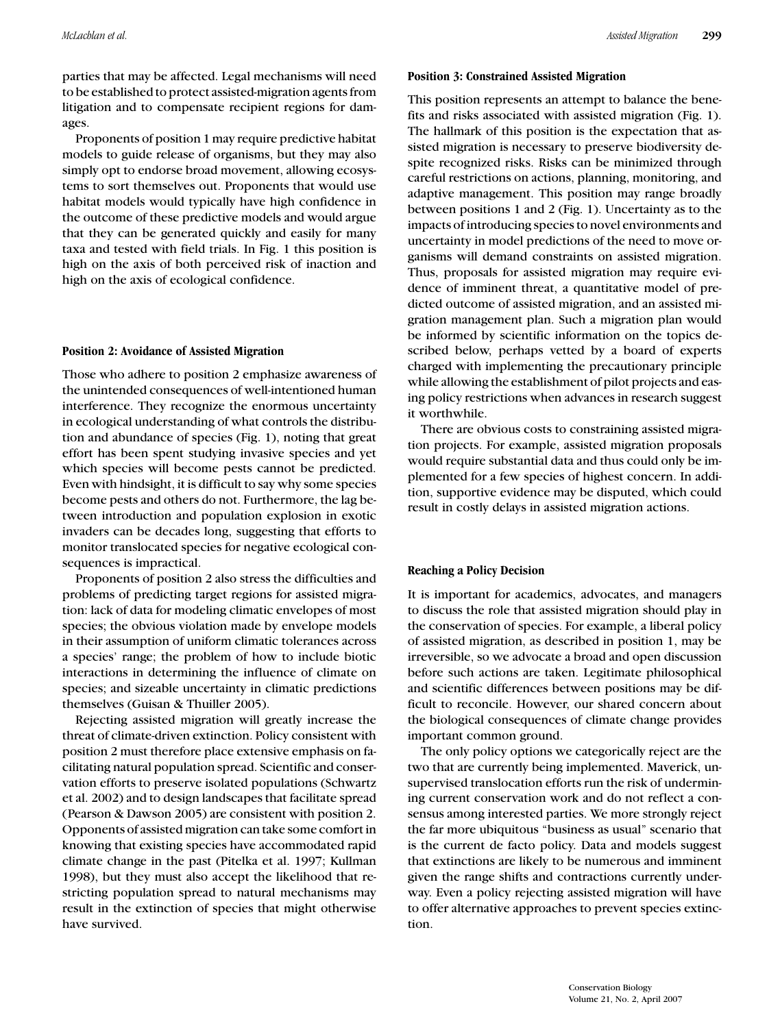parties that may be affected. Legal mechanisms will need to be established to protect assisted-migration agents from litigation and to compensate recipient regions for damages.

Proponents of position 1 may require predictive habitat models to guide release of organisms, but they may also simply opt to endorse broad movement, allowing ecosystems to sort themselves out. Proponents that would use habitat models would typically have high confidence in the outcome of these predictive models and would argue that they can be generated quickly and easily for many taxa and tested with field trials. In Fig. 1 this position is high on the axis of both perceived risk of inaction and high on the axis of ecological confidence.

### Position 2: Avoidance of Assisted Migration

Those who adhere to position 2 emphasize awareness of the unintended consequences of well-intentioned human interference. They recognize the enormous uncertainty in ecological understanding of what controls the distribution and abundance of species (Fig. 1), noting that great effort has been spent studying invasive species and yet which species will become pests cannot be predicted. Even with hindsight, it is difficult to say why some species become pests and others do not. Furthermore, the lag between introduction and population explosion in exotic invaders can be decades long, suggesting that efforts to monitor translocated species for negative ecological consequences is impractical.

Proponents of position 2 also stress the difficulties and problems of predicting target regions for assisted migration: lack of data for modeling climatic envelopes of most species; the obvious violation made by envelope models in their assumption of uniform climatic tolerances across a species' range; the problem of how to include biotic interactions in determining the influence of climate on species; and sizeable uncertainty in climatic predictions themselves (Guisan & Thuiller 2005).

Rejecting assisted migration will greatly increase the threat of climate-driven extinction. Policy consistent with position 2 must therefore place extensive emphasis on facilitating natural population spread. Scientific and conservation efforts to preserve isolated populations (Schwartz et al. 2002) and to design landscapes that facilitate spread (Pearson & Dawson 2005) are consistent with position 2. Opponents of assisted migration can take some comfort in knowing that existing species have accommodated rapid climate change in the past (Pitelka et al. 1997; Kullman 1998), but they must also accept the likelihood that restricting population spread to natural mechanisms may result in the extinction of species that might otherwise have survived.

### Position 3: Constrained Assisted Migration

This position represents an attempt to balance the benefits and risks associated with assisted migration (Fig. 1). The hallmark of this position is the expectation that assisted migration is necessary to preserve biodiversity despite recognized risks. Risks can be minimized through careful restrictions on actions, planning, monitoring, and adaptive management. This position may range broadly between positions 1 and 2 (Fig. 1). Uncertainty as to the impacts of introducing species to novel environments and uncertainty in model predictions of the need to move organisms will demand constraints on assisted migration. Thus, proposals for assisted migration may require evidence of imminent threat, a quantitative model of predicted outcome of assisted migration, and an assisted migration management plan. Such a migration plan would be informed by scientific information on the topics described below, perhaps vetted by a board of experts charged with implementing the precautionary principle while allowing the establishment of pilot projects and easing policy restrictions when advances in research suggest it worthwhile.

There are obvious costs to constraining assisted migration projects. For example, assisted migration proposals would require substantial data and thus could only be implemented for a few species of highest concern. In addition, supportive evidence may be disputed, which could result in costly delays in assisted migration actions.

## Reaching a Policy Decision

It is important for academics, advocates, and managers to discuss the role that assisted migration should play in the conservation of species. For example, a liberal policy of assisted migration, as described in position 1, may be irreversible, so we advocate a broad and open discussion before such actions are taken. Legitimate philosophical and scientific differences between positions may be difficult to reconcile. However, our shared concern about the biological consequences of climate change provides important common ground.

The only policy options we categorically reject are the two that are currently being implemented. Maverick, unsupervised translocation efforts run the risk of undermining current conservation work and do not reflect a consensus among interested parties. We more strongly reject the far more ubiquitous "business as usual" scenario that is the current de facto policy. Data and models suggest that extinctions are likely to be numerous and imminent given the range shifts and contractions currently underway. Even a policy rejecting assisted migration will have to offer alternative approaches to prevent species extinction.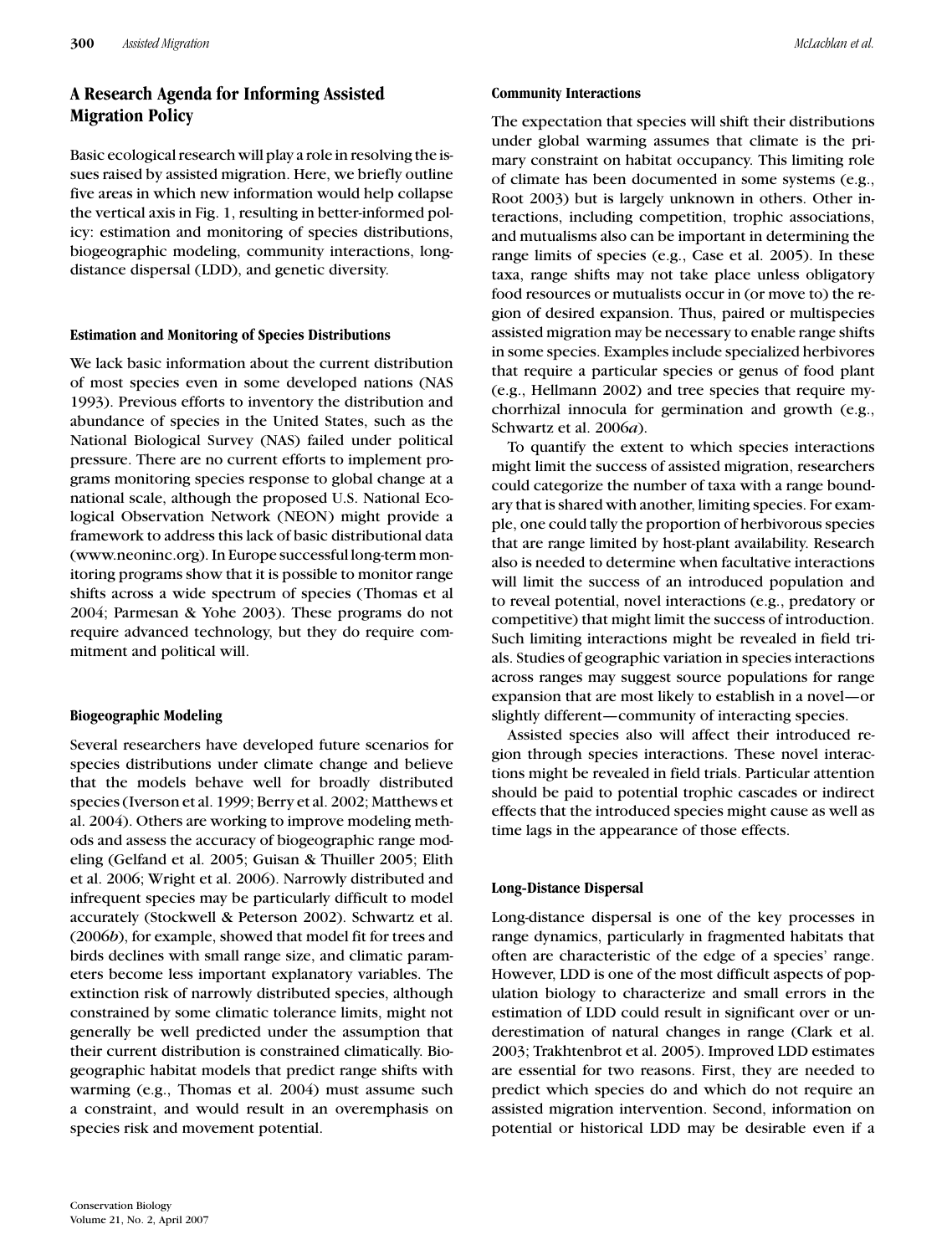## A Research Agenda for Informing Assisted Migration Policy

Basic ecological research will play a role in resolving the issues raised by assisted migration. Here, we briefly outline five areas in which new information would help collapse the vertical axis in Fig. 1, resulting in better-informed policy: estimation and monitoring of species distributions, biogeographic modeling, community interactions, long-distance dispersal (LDD), and genetic diversity.

### Estimation and Monitoring of Species Distributions

We lack basic information about the current distribution of most species even in some developed nations (NAS 1993). Previous efforts to inventory the distribution and abundance of species in the United States, such as the National Biological Survey (NAS) failed under political pressure. There are no current efforts to implement programs monitoring species response to global change at a national scale, although the proposed U.S. National Ecological Observation Network (NEON) might provide a framework to address this lack of basic distributional data (www.neoninc.org). In Europe successful long-term monitoring programs show that it is possible to monitor range shifts across a wide spectrum of species (Thomas et al 2004; Parmesan & Yohe 2003). These programs do not require advanced technology, but they do require commitment and political will.

### Biogeographic Modeling

Several researchers have developed future scenarios for species distributions under climate change and believe that the models behave well for broadly distributed species (Iverson et al. 1999; Berry et al. 2002; Matthews et al. 2004). Others are working to improve modeling methods and assess the accuracy of biogeographic range modeling (Gelfand et al. 2005; Guisan & Thuiller 2005; Elith et al. 2006; Wright et al. 2006). Narrowly distributed and infrequent species may be particularly difficult to model accurately (Stockwell & Peterson 2002). Schwartz et al. (2006*b*), for example, showed that model fit for trees and birds declines with small range size, and climatic parameters become less important explanatory variables. The extinction risk of narrowly distributed species, although constrained by some climatic tolerance limits, might not generally be well predicted under the assumption that their current distribution is constrained climatically. Biogeographic habitat models that predict range shifts with warming (e.g., Thomas et al. 2004) must assume such a constraint, and would result in an overemphasis on species risk and movement potential.

### Community Interactions

The expectation that species will shift their distributions under global warming assumes that climate is the primary constraint on habitat occupancy. This limiting role of climate has been documented in some systems (e.g., Root 2003) but is largely unknown in others. Other interactions, including competition, trophic associations, and mutualisms also can be important in determining the range limits of species (e.g., Case et al. 2005). In these taxa, range shifts may not take place unless obligatory food resources or mutualists occur in (or move to) the region of desired expansion. Thus, paired or multispecies assisted migration may be necessary to enable range shifts in some species. Examples include specialized herbivores that require a particular species or genus of food plant (e.g., Hellmann 2002) and tree species that require mychorrhizal innocula for germination and growth (e.g., Schwartz et al. 2006*a*).

To quantify the extent to which species interactions might limit the success of assisted migration, researchers could categorize the number of taxa with a range boundary that is shared with another, limiting species. For example, one could tally the proportion of herbivorous species that are range limited by host-plant availability. Research also is needed to determine when facultative interactions will limit the success of an introduced population and to reveal potential, novel interactions (e.g., predatory or competitive) that might limit the success of introduction. Such limiting interactions might be revealed in field trials. Studies of geographic variation in species interactions across ranges may suggest source populations for range expansion that are most likely to establish in a novel—or slightly different—community of interacting species.

Assisted species also will affect their introduced region through species interactions. These novel interactions might be revealed in field trials. Particular attention should be paid to potential trophic cascades or indirect effects that the introduced species might cause as well as time lags in the appearance of those effects.

### Long-Distance Dispersal

Long-distance dispersal is one of the key processes in range dynamics, particularly in fragmented habitats that often are characteristic of the edge of a species' range. However, LDD is one of the most difficult aspects of population biology to characterize and small errors in the estimation of LDD could result in significant over or underestimation of natural changes in range (Clark et al. 2003; Trakhtenbrot et al. 2005). Improved LDD estimates are essential for two reasons. First, they are needed to predict which species do and which do not require an assisted migration intervention. Second, information on potential or historical LDD may be desirable even if a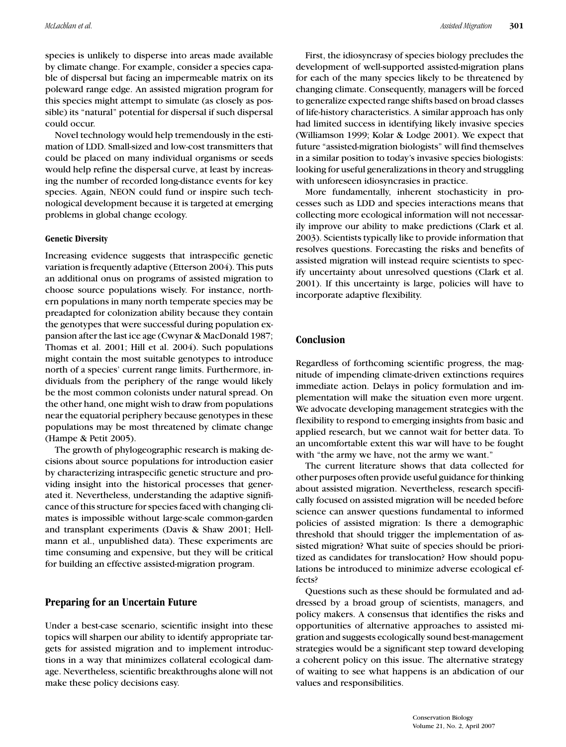species is unlikely to disperse into areas made available by climate change. For example, consider a species capable of dispersal but facing an impermeable matrix on its poleward range edge. An assisted migration program for this species might attempt to simulate (as closely as possible) its "natural" potential for dispersal if such dispersal could occur.

Novel technology would help tremendously in the estimation of LDD. Small-sized and low-cost transmitters that could be placed on many individual organisms or seeds would help refine the dispersal curve, at least by increasing the number of recorded long-distance events for key species. Again, NEON could fund or inspire such technological development because it is targeted at emerging problems in global change ecology.

### Genetic Diversity

Increasing evidence suggests that intraspecific genetic variation is frequently adaptive (Etterson 2004). This puts an additional onus on programs of assisted migration to choose source populations wisely. For instance, northern populations in many north temperate species may be preadapted for colonization ability because they contain the genotypes that were successful during population expansion after the last ice age (Cwynar & MacDonald 1987; Thomas et al. 2001; Hill et al. 2004). Such populations might contain the most suitable genotypes to introduce north of a species' current range limits. Furthermore, individuals from the periphery of the range would likely be the most common colonists under natural spread. On the other hand, one might wish to draw from populations near the equatorial periphery because genotypes in these populations may be most threatened by climate change (Hampe & Petit 2005).

The growth of phylogeographic research is making decisions about source populations for introduction easier by characterizing intraspecific genetic structure and providing insight into the historical processes that generated it. Nevertheless, understanding the adaptive significance of this structure for species faced with changing climates is impossible without large-scale common-garden and transplant experiments (Davis & Shaw 2001; Hellmann et al., unpublished data). These experiments are time consuming and expensive, but they will be critical for building an effective assisted-migration program.

## Preparing for an Uncertain Future

Under a best-case scenario, scientific insight into these topics will sharpen our ability to identify appropriate targets for assisted migration and to implement introductions in a way that minimizes collateral ecological damage. Nevertheless, scientific breakthroughs alone will not make these policy decisions easy.

First, the idiosyncrasy of species biology precludes the development of well-supported assisted-migration plans for each of the many species likely to be threatened by changing climate. Consequently, managers will be forced to generalize expected range shifts based on broad classes of life-history characteristics. A similar approach has only had limited success in identifying likely invasive species (Williamson 1999; Kolar & Lodge 2001). We expect that future "assisted-migration biologists" will find themselves in a similar position to today's invasive species biologists: looking for useful generalizations in theory and struggling with unforeseen idiosyncrasies in practice.

More fundamentally, inherent stochasticity in processes such as LDD and species interactions means that collecting more ecological information will not necessarily improve our ability to make predictions (Clark et al. 2003). Scientists typically like to provide information that resolves questions. Forecasting the risks and benefits of assisted migration will instead require scientists to specify uncertainty about unresolved questions (Clark et al. 2001). If this uncertainty is large, policies will have to incorporate adaptive flexibility.

## Conclusion

Regardless of forthcoming scientific progress, the magnitude of impending climate-driven extinctions requires immediate action. Delays in policy formulation and implementation will make the situation even more urgent. We advocate developing management strategies with the flexibility to respond to emerging insights from basic and applied research, but we cannot wait for better data. To an uncomfortable extent this war will have to be fought with "the army we have, not the army we want."

The current literature shows that data collected for other purposes often provide useful guidance for thinking about assisted migration. Nevertheless, research specifically focused on assisted migration will be needed before science can answer questions fundamental to informed policies of assisted migration: Is there a demographic threshold that should trigger the implementation of assisted migration? What suite of species should be prioritized as candidates for translocation? How should populations be introduced to minimize adverse ecological effects?

Questions such as these should be formulated and addressed by a broad group of scientists, managers, and policy makers. A consensus that identifies the risks and opportunities of alternative approaches to assisted migration and suggests ecologically sound best-management strategies would be a significant step toward developing a coherent policy on this issue. The alternative strategy of waiting to see what happens is an abdication of our values and responsibilities.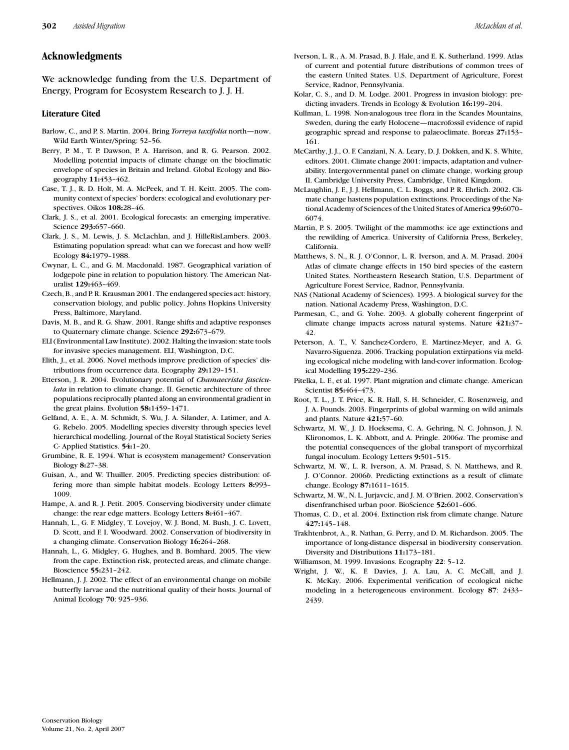## Acknowledgments

We acknowledge funding from the U.S. Department of Energy, Program for Ecosystem Research to J. J. H.

### Literature Cited

Barlow, C., and P. S. Martin. 2004. Bring *Torreya taxifolia* north—now. Wild Earth Winter/Spring: 52–56.

Berry, P. M., T. P. Dawson, P. A. Harrison, and R. G. Pearson. 2002. Modelling potential impacts of climate change on the bioclimatic envelope of species in Britain and Ireland. Global Ecology and Biogeography **11:**453–462.

Case, T. J., R. D. Holt, M. A. McPeek, and T. H. Keitt. 2005. The community context of species' borders: ecological and evolutionary perspectives. Oikos **108:**28–46.

Clark, J. S., et al. 2001. Ecological forecasts: an emerging imperative. Science **293:**657–660.

Clark, J. S., M. Lewis, J. S. McLachlan, and J. HilleRisLambers. 2003. Estimating population spread: what can we forecast and how well? Ecology **84:**1979–1988.

Cwynar, L. C., and G. M. Macdonald. 1987. Geographical variation of lodgepole pine in relation to population history. The American Naturalist **129:**463–469.

Czech, B., and P. R. Krausman 2001. The endangered species act: history, conservation biology, and public policy. Johns Hopkins University Press, Baltimore, Maryland.

Davis, M. B., and R. G. Shaw. 2001. Range shifts and adaptive responses to Quaternary climate change. Science **292:**673–679.

ELI (Environmental Law Institute). 2002. Halting the invasion: state tools for invasive species management. ELI, Washington, D.C.

Elith, J., et al. 2006. Novel methods improve prediction of species' distributions from occurrence data. Ecography **29:**129–151.

Etterson, J. R. 2004. Evolutionary potential of *Chamaecrista fasciculata* in relation to climate change. II. Genetic architecture of three populations reciprocally planted along an environmental gradient in the great plains. Evolution **58:**1459–1471.

Gelfand, A. E., A. M. Schmidt, S. Wu, J. A. Silander, A. Latimer, and A. G. Rebelo. 2005. Modelling species diversity through species level hierarchical modelling. Journal of the Royal Statistical Society Series C- Applied Statistics. **54:**1–20.

Grumbine, R. E. 1994. What is ecosystem management? Conservation Biology **8:**27–38.

Guisan, A., and W. Thuiller. 2005. Predicting species distribution: offering more than simple habitat models. Ecology Letters **8:**993–1009.

Hampe, A. and R. J. Petit. 2005. Conserving biodiversity under climate change: the rear edge matters. Ecology Letters **8:**461–467.

Hannah, L., G. F. Midgley, T. Lovejoy, W. J. Bond, M. Bush, J. C. Lovett, D. Scott, and F. I. Woodward. 2002. Conservation of biodiversity in a changing climate. Conservation Biology **16:**264–268.

Hannah, L., G. Midgley, G. Hughes, and B. Bomhard. 2005. The view from the cape. Extinction risk, protected areas, and climate change. Bioscience **55:**231–242.

Hellmann, J. J. 2002. The effect of an environmental change on mobile butterfly larvae and the nutritional quality of their hosts. Journal of Animal Ecology **70**: 925–936.

Iverson, L. R., A. M. Prasad, B. J. Hale, and E. K. Sutherland. 1999. Atlas of current and potential future distributions of common trees of the eastern United States. U.S. Department of Agriculture, Forest Service, Radnor, Pennsylvania.

Kolar, C. S., and D. M. Lodge. 2001. Progress in invasion biology: predicting invaders. Trends in Ecology & Evolution **16:**199–204.

Kullman, L. 1998. Non-analogous tree flora in the Scandes Mountains, Sweden, during the early Holocene—macrofossil evidence of rapid geographic spread and response to palaeoclimate. Boreas **27:**153–161.

McCarthy, J. J., O. F. Canziani, N. A. Leary, D. J. Dokken, and K. S. White, editors. 2001. Climate change 2001: impacts, adaptation and vulnerability. Intergovernmental panel on climate change, working group II. Cambridge University Press, Cambridge, United Kingdom.

McLaughlin, J. F., J. J. Hellmann, C. L. Boggs, and P. R. Ehrlich. 2002. Climate change hastens population extinctions. Proceedings of the National Academy of Sciences of the United States of America **99:**6070–6074.

Martin, P. S. 2005. Twilight of the mammoths: ice age extinctions and the rewilding of America. University of California Press, Berkeley, California.

Matthews, S. N., R. J. O'Connor, L. R. Iverson, and A. M. Prasad. 2004 Atlas of climate change effects in 150 bird species of the eastern United States. Northeastern Research Station, U.S. Department of Agriculture Forest Service, Radnor, Pennsylvania.

NAS (National Academy of Sciences). 1993. A biological survey for the nation. National Academy Press, Washington, D.C.

Parmesan, C., and G. Yohe. 2003. A globally coherent fingerprint of climate change impacts across natural systems. Nature **421:**37–42.

Peterson, A. T., V. Sanchez-Cordero, E. Martinez-Meyer, and A. G. Navarro-Siguenza. 2006. Tracking population extirpations via melding ecological niche modeling with land-cover information. Ecological Modelling **195:**229–236.

Pitelka, L. F., et al. 1997. Plant migration and climate change. American Scientist **85:**464–473.

Root, T. L., J. T. Price, K. R. Hall, S. H. Schneider, C. Rosenzweig, and J. A. Pounds. 2003. Fingerprints of global warming on wild animals and plants. Nature **421:**57–60.

Schwartz, M. W., J. D. Hoeksema, C. A. Gehring, N. C. Johnson, J. N. Klironomos, L. K. Abbott, and A. Pringle. 2006*a*. The promise and the potential consequences of the global transport of mycorrhizal fungal inoculum. Ecology Letters **9:**501–515.

Schwartz, M. W., L. R. Iverson, A. M. Prasad, S. N. Matthews, and R. J. O'Connor. 2006*b*. Predicting extinctions as a result of climate change. Ecology **87:**1611–1615.

Schwartz, M. W., N. L. Jurjavcic, and J. M. O'Brien. 2002. Conservation's disenfranchised urban poor. BioScience **52:**601–606.

Thomas, C. D., et al. 2004. Extinction risk from climate change. Nature **427:**145–148.

Trakhtenbrot, A., R. Nathan, G. Perry, and D. M. Richardson. 2005. The importance of long-distance dispersal in biodiversity conservation. Diversity and Distributions **11:**173–181.

Williamson, M. 1999. Invasions. Ecography **22**: 5–12.

Wright, J. W., K. F. Davies, J. A. Lau, A. C. McCall, and J. K. McKay. 2006. Experimental verification of ecological niche modeling in a heterogeneous environment. Ecology **87**: 2433–2439.